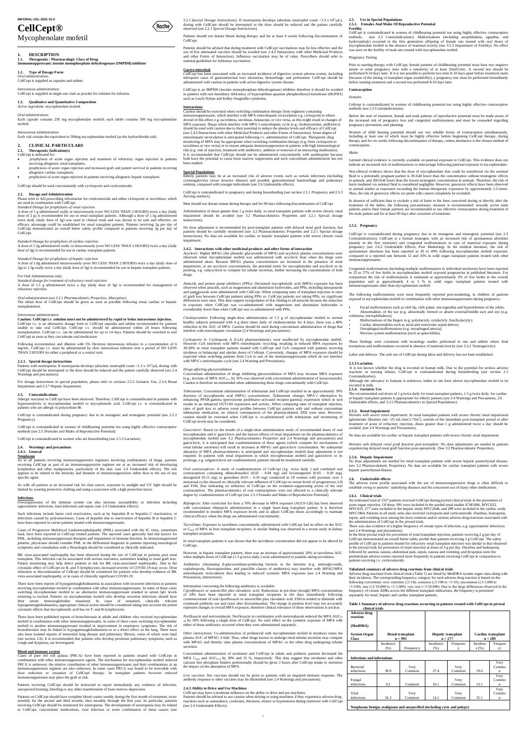INF/ORAL-CEL-2021 01-0

# CellCept®

Mycophenolate mofetil

## 1. DESCRIPTION

### 1.1. Therapeutic / Pharmacologic Class of Drug

**Immunosuppressant; inosine monophosphate dehydrogenase (IMPDH) inhibitor**

### 1.2. Type of Dosage Form

*Oral administration:*
CellCept is supplied as capsules and tablets.

*Intravenous administration:*
CellCept is supplied in single-use vials as powder for solution for infusion.

### 1.3. Qualitative and Quantitative Composition

*Active ingredient:* mycophenolate mofetil.

*Oral administration:*
Each capsule contains 250 mg mycophenolate mofetil; each tablet contains 500 mg mycophenolate mofetil.

*Intravenous administration*
Each vial contain the equivalent to 500mg mycophenolate mofetil (as the hydrochloride salt).

## 2. CLINICAL PARTICULARS

### 2.1. Therapeutic Indication(s)

CellCept is indicated for:

- prophylaxis of acute organ rejection and treatment of refractory organ rejection in patients receiving allogeneic renal transplants.
- prophylaxis of acute organ rejection and increased graft and patient survival in patients receiving allogeneic cardiac transplants.
- prophylaxis of acute organ rejection in patients receiving allogeneic hepatic transplants.

CellCept should be used concomitantly with cyclosporin and corticosteroids.

### 2.2. Dosage and Administration

Please refer to full prescribing information for corticosteroids and either ciclosporin or tacrolimus, which are used in combination with CellCept.

*Standard Dosage for prophylaxis of renal rejection*
A dose of 1 g administered orally or intravenously (over NO LESS THAN 2 HOURS) twice a day (daily dose of 2 g) is recommended for use in renal transplant patients. Although a dose of 1.5g administered twice daily (daily dose of 3g) was used in clinical trials and was shown to be safe and effective, no efficacy advantage could be established for renal transplant patients. Patients receiving 2g per day of CellCept demonstrated an overall better safety profile compared to patients receiving 3g per day of CellCept.

*Standard Dosage for prophylaxis of cardiac rejection*
A dose of 1.5g administered orally or intravenously (over NO LESS THAN 2 HOURS) twice a day (daily dose of 3g) is recommended for use in cardiac transplant patients.

*Standard Dosage for prophylaxis of hepatic rejection*
A dose of 1.0g administered intravenously (over NO LESS THAN 2 HOURS) twice a day (daily dose of 2g) or 1.5g orally twice a day (daily dose of 3g) is recommended for use in hepatic transplant patients.

For Oral Administration only:
*Standard dosage for treatment of refractory renal rejection*
A dose of 1.5 g administered twice a day (daily dose of 3g) is recommended for management of refractory rejection.

*Oral administration (see 3.2.1 Pharmacokinetic Properties, Absorption)*
The initial dose of CellCept should be given as soon as possible following renal, cardiac or hepatic transplantation.

*Intravenous administration*
**Caution: CellCept i.v. solution must not be administered by rapid or bolus intravenous injection.**
CellCept i.v. is an alternative dosage form to CellCept capsules and tablets recommended for patients unable to take oral CellCept. CellCept i.v. should be administered within 24 hours following transplantation. CellCept i.v. can be administered for up to 14 days. Patients should be switched to oral CellCept as soon as they can tolerate oral medication

Following reconstitution and dilution with 5% Dextrose intravenous infusion to a concentration of 6 mg/mL, CellCept i.v. must be administered by slow intravenous infusion over a period of NO LESS THAN 2 HOURS by either peripheral or a central vein.

#### 2.2.1. Special dosage instructions

Patients with neutropenia: If neutropenia develops (absolute neutrophil count $<1.3 \times 10^3/\mu l$), dosing with CellCept should be interrupted or the dose should be reduced and the patient carefully observed (see 2.4 Warnings and precautions).

For dosage instructions in special population, please refer to sections 2.5.5 Geriatric Use, 2.5.6 Renal Impairment and 2.5.7 Hepatic Impairment.

### 2.3. Contraindications

Allergic reactions to CellCept have been observed. Therefore, CellCept is contraindicated in patients with hypersensitivity to mycophenolate mofetil or mycophenolic acid. CellCept i.v. is contraindicated in patients who are allergic to polysorbate 80.

CellCept is contraindicated during pregnancy due to its mutagenic and teratogenic potential (see 2.5.2 Pregnancy).

CellCept is contraindicated in women of childbearing potential not using highly effective contraceptive methods (see 2.5.1Females and Males of Reproductive Potential).

CellCept is contraindicated in women who are breastfeeding (see 2.5.3 Lactation).

### 2.4. Warnings and precautions

#### 2.4.1. General

**Neoplasms**
As in all patients receiving immunosuppressive regimes involving combinations of drugs, patients receiving CellCept as part of an immunosuppressive regimen are at an increased risk of developing lymphomas and other malignancies, particularly of the skin. (see 2.6 Undesirable effects). The risk appears to be related to the intensity and duration of immunosuppression rather than to the use of any specific agent.

As with all patients at an increased risk for skin cancer, exposure to sunlight and UV light should be limited by wearing protective clothing and using a sunscreen with a high protection factor.

**Infections**
Oversuppression of the immune system can also increase susceptibility to infection including opportunistic infections, fatal infections and sepsis. (see 2.6 Undesirable effects).

Such infections include latent viral reactivation, such as by hepatitis B or hepatitis C reactivation, or infections caused by polyomaviruses. Cases of hepatitis due to reactivation of hepatitis B or hepatitis C have been reported in carrier patients treated with immunosuppressants.

Cases of Progressive Multifocal Leukoencephalopathy (PML) associated with the JC virus, sometimes fatal, have been reported in CellCept treated patients. The reported cases generally had risk factors for PML, including immunosuppressant therapies and impairment of immune function. In immunosuppressed patients, physicians should consider PML in the differential diagnosis in patients reporting neurological symptoms and consultation with a Neurologist should be considered as clinically indicated.

BK virus-associated nephropathy has been observed during the use of CellCept in patients post renal transplant. This infection can be associated with serious outcomes, sometimes leading to renal graft loss. Patient monitoring may help detect patients at risk for BK virus-associated nephropathy. Due to the cytostatic effect of CellCept on B- and T-lymphocytes, increased severity of COVID-19 may occur. Dose reduction or discontinuation of Cellcept should be considered for patients who develop evidence of BK virus-associated nephropathy, or in cases of clinically significant COVID-19.

There have been reports of hypogammaglobulinaemia in association with recurrent infections in patients receiving mycophenolate mofetil in combination with other immunosuppressants. In some of these cases switching mycophenolate mofetil to an alternative immunosuppressant resulted in serum IgG levels returning to normal. Patients on mycophenolate mofetil who develop recurrent infections should have their serum immunoglobulins measured. In cases of sustained, clinically relevant hypogammaglobulinaemia, appropriate clinical action should be considered taking into account the potent cytostatic effects that mycophenolic acid has on T- and B-lymphocytes.

There have been published reports of bronchiectasis in adults and children who received mycophenolate mofetil in combination with other immunosuppressants. In some of these cases switching mycophenolate mofetil to another immunosuppressant resulted in improvement in respiratory symptoms. The risk of bronchiectasis may be linked to hypogammaglobulinaemia or to a direct effect on the lung. There have also been isolated reports of interstitial lung disease and pulmonary fibrosis, some of which were fatal (see section 2.6). It is recommended that patients who develop persistent pulmonary symptoms, such as cough and dyspnoea, are investigated.

**Blood and immune system**
Cases of pure red cell aplasia (PRCA) have been reported in patients treated with CellCept in combination with other immunosuppressive agents. The mechanism for mycophenolate mofetil induced PRCA is unknown; the relative contribution of other immunosuppressants and their combinations in an immunosuppression regimen are also unknown. In some cases PRCA was found to be reversible with dose reduction or cessation of CellCept therapy. In transplant patients however reduced immunosuppression may place the graft at risk.

Patients receiving CellCept should be instructed to report immediately any evidence of infection, unexpected bruising, bleeding or any other manifestation of bone marrow depression.

Patients on CellCept should have complete blood counts weekly during the first month of treatment, twice monthly for the second and third months, then monthly through the first year. In particular, patients receiving CellCept should be monitored for neutropenia. The development of neutropenia may be related to CellCept, concomitant medications, viral infection or some combination of these causes (see 2.2.1 *Special Dosage Instructions*). If neutropenia develops (absolute neutrophil count $<1.3 \times 10^3/\mu L$), dosing with CellCept should be interrupted or the dose should be reduced and the patient carefully observed (see section 2.2.1 *Special Dosage Instructions*).

Patients should not donate blood during therapy and for at least 6 weeks following discontinuation of CellCept.

Patients should be advised that during treatment with CellCept vaccinations may be less effective and the use of live attenuated vaccines should be avoided (see 2.4.2 Interactions with other Medicinal Products and other Forms of Interaction). Influenza vaccination may be of value. Prescribers should refer to national guidelines for influenza vaccination.

**Gastro-intestinal**
CellCept has been associated with an increased incidence of digestive system adverse events, including infrequent cases of gastrointestinal tract ulceration, hemorrhage, and perforation. CellCept should be administered with caution in patients with active digestive system disease.

CellCept is an IMPDH (inosine monophosphate dehydrogenase) inhibitor therefore it should be avoided in patients with rare hereditary deficiency of hypoxanthine-guanine phosphoribosyl-transferase (HGPRT) such as Lesch-Nyhan and Kelley-Seegmiller syndrome.

**Interactions**
Caution should be exercised when switching combination therapy from regimens containing immunosuppressants, which interfere with MPA enterohepatic recirculation e.g. ciclosporin to others devoid of this effect e.g. tacrolimus, sirolimus, belatacept, or vice versa, as this might result in changes of MPA exposure. Drugs which interfere with MPA's enterohepatic cycle (e.g. cholestyramine, antibiotics) should be used with caution due to their potential to reduce the plasma levels and efficacy of CellCept (see 2.4.5 Interactions with other Medicinal Products and other Forms of Interaction). Some degree of enterohepatic recirculation is anticipated following i.v. administration of CellCept. Therapeutic drug monitoring of MPA may be appropriate when switching combination therapy (e.g. from ciclosporin to tacrolimus or vice versa) or to ensure adequate immunosuppression in patients with high immunological risk (e.g. risk of rejection, treatment with antibiotics, addition or removal of an interacting medication).
It is recommended that CellCept should not be administered concomitantly with azathioprine because both have the potential to cause bone marrow suppression and such concomitant administration has not been studied.

**Special Populations**
Elderly patients may be at an increased risk of adverse events such as certain infections (including cytomegalovirus tissue invasive disease) and possibly gastrointestinal haemorrhage and pulmonary oedema, compared with younger individuals (see 2.6 Undesirable effects).

CellCept is contraindicated in pregnancy and during breastfeeding (see section 2.5.1 *Pregnancy* and 2.5.3 *Nursing mothers)*.

Men should not donate semen during therapy and for 90 days following discontinuation of CellCept

Administration of doses greater than 1 g twice daily. to renal transplant patients with severe chronic renal impairment should be avoided (see 3.2 Pharmacokinetics Properties and 2.2.1 Special dosage instructions).

No dose adjustment is recommended for post-transplant patients with delayed renal graft function, but patients should be carefully monitored (see 3.2 Pharmacokinetics Properties and 2.2.1 Special dosage instructions). No data are available for cardiac or hepatic transplant patients with severe chronic renal impairment.

#### 2.4.2. Interactions with other medicinal products and other forms of interaction

*Acyclovir*: Higher MPAG (the phenolic glucuronide of MPA) and acyclovir plasma concentrations were observed when mycophenolate mofetil was administered with acyclovir than when the drugs were administered alone. Because MPAG plasma concentrations are increased in the presence of renal impairment, as are acyclovir concentrations, the potential exists for mycophenolate and acyclovir or its prodrug, e.g. valacyclovir to compete for tubular secretion, further increasing the concentrations of both drugs.

*Antacids and proton pump inhibitors (PPIs)*: Decreased mycophenolic acid (MPA) exposure has been observed when antacids, such as magnesium and aluminium hydroxides, and PPIs, including lansoprazole and pantoprazole were administered with CellCept. When comparing rates of transplant rejection or rates of graft loss between CellCept patients taking PPIs vs. CellCept patients not taking PPIs, no significant differences were seen. This data support extrapolation of this finding to all antacids because the reduction in exposure when CellCept was co-administered with magnesium and aluminium hydroxides is considerably lower than when CellCept was co-administered with PPIs.

*Cholestyramine*: Following single-dose administration of 1.5 g of mycophenolate mofetil to normal healthy subjects pretreated with 4 g three times daily of cholestyramine for 4 days, there was a 40% reduction in the AUC of MPA. Caution should be used during concomitant administration of drugs that interfere with enterohepatic circulation (2.4 Warnings and precautions).

*Cyclosporin A:* Cyclosporin A (CsA) pharmacokinetics were unaffected by mycophenolate mofetil. However CsA interferes with MPA enterohepatic recycling, resulting in reduced MPA exposures by 30-50% in renal transplant patients treated with CellCept and CsA compared with patients receiving sirolimus or belatacept and similar doses of CellCept. Conversely, changes of MPA exposure should be expected when switching patients from CsA to one of the immunosuppressants which do not interfere with MPA's enterohepatic cycle (see 2.4 Warning and Precautions).

*Drugs affecting glucuronidation*
Concomitant administration of drugs inhibiting glucuronidation of MPA may increase MPA exposure (e.g., increase of MPA $AUC_{0-\infty}$ by 35% was observed with concomitant administration of isavuconazole). Caution is therefore recommended when administering these drugs concomitantly with CellCept.

*Telmisartan*: Concomitant administration of telmisartan and CellCept resulted in an approximately 30% decrease of mycophenolic acid (MPA) concentrations. Telmisartan changes MPA's elimination by enhancing PPAR gamma (peroxisome proliferator-activated receptor gamma) expression which in turn results in an enhanced UGT1A9 expression and activity. When comparing rates of transplant rejection, rates of graft loss or adverse event profiles between CellCept patients with and without concomitant telmisartan medication, no clinical consequences of the pharmacokinetic DDI were seen. However, caution should be exercised when CellCept is co-administered with telmisartan and monitoring of CellCept levels may be considered.

*Ganciclovir*: Based on the results of a single-dose administration study of recommended doses of oral mycophenolate and iv ganciclovir and the known effects of renal impairment on the pharmacokinetics of mycophenolate mofetil (see 3.2 Pharmacokinetics Properties and 2.4 Warnings and precautions) and ganciclovir, it is anticipated that coadministration of these agents (which compete for mechanisms of renal tubular secretion) will result in increases in MPAG and ganciclovir concentration. No substantial alteration of MPA pharmacokinetics is anticipated and mycophenolate mofetil dose adjustment is not required. In patients with renal impairment in which mycophenolate mofetil and ganciclovir or its prodrugs, e.g. valganciclovir are coadministered, patients should be monitored carefully.

*Oral contraceptives*: A study of coadministration of CellCept (1g twice daily ) and combined oral contraceptives containing ethinylestradiol (0.02 - 0.04 mg) and levonorgestrel (0.05 - 0.20 mg), desogestrel (0.15 mg) or gestodene (0.05 - 0.10 mg) conducted in 18 women with psoriasis over 3 menstrual cycles showed no clinically relevant influence of CellCept on serum levels of progesterone, LH and FSH, thus indicating no influence of CellCept on the ovulation-suppressing action of the oral contraceptives. The pharmacokinetics of oral contraceptives were not affected to a clinically relevant degree by coadministration of CellCept (see 2.5.1 Females and Males of Reproductive Potential).

*Rifampicin:* After correction for dose a 70% decrease in MPA exposure (AUC0-12h) has been observed with concomitant rifampicin administration in a single heart-lung transplant patient. It is therefore recommended to monitor MPA exposure levels and to adjust CellCept doses accordingly to maintain clinical efficacy when the drugs are administered concomitantly.

*Tacrolimus:* Exposure to tacrolimus concomitantly administered with CellCept had no effect on the AUC or $C_{max}$ of MPA in liver transplant recipients. A similar finding was observed in a recent study in kidney transplant recipients.

In renal transplant patients it was shown that the tacrolimus concentration did not appear to be altered by CellCept.

However, in hepatic transplant patients, there was an increase of approximately 20% in tacrolimus AUC when multiple doses of CellCept (1.5 g twice daily.) were administered to patients taking tacrolimus.

Antibiotics eliminating β-glucuronidase-producing bacteria in the intestine (e.g. aminoglycoside, cephalosporin, fluoroquinolone, and penicillin classes of antibiotics) may interfere with MPAG/MPA enterohepatic recirculation thus leading to reduced systemic MPA exposure (see 2.4 Warning and Precautions, Interactions).

Information concerning the following antibiotics is available:
*Ciprofloxacin or amoxicillin plus clavulanic acid:* Reductions in pre-dose (trough) MPA concentrations of 54% have been reported in renal transplant recipients in the days immediately following commencement of oral ciprofloxacin or amoxicillin plus clavulanic acid. Effects tended to diminish with continued antibiotic use and cease after discontinuation. The change in predose level may not accurately represent changes in overall MPA exposure, therefore clinical relevance of these observations is unclear.

*Norfloxacin and metronidazole:* Norfloxacin in combination with metronidazole reduced the MPA $AUC_{0-48}$ by 30% following a single dose of CellCept. No such effect on the systemic exposure of MPA with either of these antibiotics occurred when they were administered separately.

*Other interactions*: Co-administration of probenecid with mycophenolate mofetil in monkeys raises the plasma AUC of MPAG 3-fold. Thus, other drugs known to undergo renal tubular secretion may compete with MPAG and thereby raise plasma concentrations of MPAG or the other drug undergoing tubular secretion.

Concomitant administration of sevelamer and CellCept in adults and pediatric patients decreased the MPA $C_{max}$ and $AUC_{0-12}$ by 30% and 25 %, respectively. This data suggest that sevelamer and other calcium free phosphate binders preferentially should be given 2 hours after CellCept intake to minimise the impact on the absorption of MPA.

*Live vaccines*: live vaccines should not be given to patients with an impaired immune response. The antibody response to other vaccines may be diminished (see 2.4 Warnings and precautions).

#### 2.4.3 Ability to Drive and Use Machines

CellCept may have a moderate influence on the ability to drive and use machines.
Patients should be advised to use caution when driving or using machines if they experience adverse drug reactions such as somnolence, confusion, dizziness, tremor or hypotension during treatment with CellCept (see 2.6 Undesirable Effects).

### 2.5. Use in Special Populations

#### 2.5.1. Females And Males Of Reproductive Potential

**Fertility**
CellCept is contraindicated in women of childbearing potential not using highly effective contraceptive methods. (see 2.3 Contraindications). Malformations (including anophthalmia, agnathia, and hydrocephaly) occurred in the first generation offspring of female rats treated with oral doses of mycophenolate mofetil in the absence of maternal toxicity (see 3.3.3 Impairment of Fertility). No effect was seen on the fertility of male rats treated with mycophenolate mofetil.

Pregnancy Testing

Prior to starting therapy with CellCept, female patients of childbearing potential must have two negative serum or urine pregnancy tests with a sensitivity of at least 25mIU/mL. A second test should be performed 8-10 days later. If it is not possible to perform two tests 8-10 days apart before treatment starts (because of the timing of transplant organ availability), a pregnancy test must be performed immediately before starting treatment and a second test performed 8-10 days later.

**Contraception**

*Females*

Cellcept is contraindicated in women of childbearing potential not using highly effective contraceptive methods (see 2.3 Contraindications).

Before the start of treatment, female and male patients of reproductive potential must be made aware of the increased risk of pregnancy loss and congenital malformations and must be counseled regarding pregnancy prevention, and planning.

Women of child bearing potential should use two reliable forms of contraception simultaneously, including at least one of which must be highly effective before beginning CellCept therapy, during therapy and for six weeks following discontinuation of therapy, unless abstinence is the chosen method of contraception.

*Males*

Limited clinical evidence is currently available on paternal exposure to CellCept. This evidence does not indicate an increased risk of malformations or miscarriage following paternal exposure to mycophenolate.

Non-clinical evidence shows that the dose of mycophenolate that could be transferred via the seminal fluid to a potentially pregnant partner is 30-fold lower than the concentration without teratogenic effects in animals, and 200-fold lower than the lowest teratogenic concentration in animals. Therefore, the risk of harm mediated via seminal fluid is considered negligible. However, genotoxic effects have been observed in animal studies at exposures exceeding the human therapeutic exposures by approximately 2.5-times. Thus, the risk of genotoxic effects on sperm cells cannot completely be excluded.

In absence of sufficient data to exclude a risk of harm to the fetus conceived during or directly after the treatment of the father, the following precautionary measure is recommended: sexually active male patients and/or their female partners are recommended to use effective contraception during treatment of the male patient and for at least 90 days after cessation of treatment.

#### 2.5.2. Pregnancy

CellCept is contraindicated during pregnancy due to its mutagenic and teratogenic potential (see 2.3 Contraindications). CellCept is a human teratogen, with an increased risk of spontaneous abortions (mainly in the first trimester) and congenital malformations in case of maternal exposure during pregnancy (see 2.6.2 Undesirable Effects, Post Marketing). In the medical literature, the risk of spontaneous abortions has been reported as 45 to 49% following mycophenolate mofetil exposure, compared to a reported rate between 12 and 33% in solid organ transplant patients treated with other immunosuppressants.

Congenital malformations (including multiple malformations in individual newborns) have been reported in 23 to 27% of live births in mycophenolate mofetil exposed pregnancies in published literature. For comparison the risk of malformations is estimated at approximately 2% of live births in the overall population and at approximately 4 to 5 % in solid organ transplant patients treated with immunosuppressants other than mycophenolate mofetil.

The following malformations were most frequently reported post-marketing, in children of patients exposed to mycophenolate mofetil in combination with other immunosuppressants during pregnancy:

- Facial malformations such as cleft lip, cleft palate, micrognathia and hypertelorism of the orbits;
- Abnormalities of the ear (e.g. abnormally formed or absent external/middle ear) and eye (e.g. coloboma, microphthalmos);
- Malformations of the fingers (e.g. polydactyly, syndactyly, brachydactyly);
- Cardiac abnormalities such as atrial and ventricular septal defects;
- Oesophageal malformations (e.g. oesophageal atresia);
- Nervous system malformations (such as spina bifida).

These findings were consistent with teratology studies performed in rats and rabbits where fetal resorptions and malformations occurred in absence of maternal toxicity (see 3.3.2 Teratogenicity).

Labor and delivery: The safe use of CellCept during labor and delivery has not been established.

#### 2.5.3 Lactation

It is not known whether the drug is excreted in human milk. Due to the potential for serious adverse reactions in nursing infants, CellCept is contraindicated during breastfeeding (see section 2.3 Contraindication).
Although the relevance to humans is unknown, tudies in rats have shown mycophenolate mofetil to be excreted in milk.

#### 2.5.4. Geriatric Use

The recommended oral doses of 1 g twice daily for renal transplant patients, 1.5 g twice daily. for cardiac or hepatic transplant patients is appropriate for elderly patients (see 2.4 Warnings and Precautions, 2.6 Undesirable effects, and 3.2.5 Pharmacokinetics in Special Populations).

#### 2.5.5. Renal Impairment

*Patients with severe renal impairment*: In renal transplant patients with severe chronic renal impairment (glomerular filtration rate <25 mL/min/1.73m²), outside of the immediate post-transplant period or after treatment of acute of refractory rejection, doses greater than 1 g administered twice a day should be avoided. (see 2.4 Warnings and Precautions).

No data are available for cardiac or hepatic transplant patients with severe chronic renal impairment.

*Patients with delayed renal graft function post-transplant:* No dose adjustments are needed in patients experiencing delayed renal graft function post-operatively. (See 3.2 Pharmacokinetic Properties).

#### 2.5.6. Hepatic Impairment

No dose adjustments are needed for renal transplant patients with severe hepatic parenchymal disease. (see 3.2 Pharmacokinetic Properties). No data are available for cardiac transplant patients with severe hepatic parenchymal disease.

### 2.6. Undesirable effects

The adverse event profile associated with the use of immunosuppressive drugs is often difficult to establish owing to patients' underlying diseases and the concurrent use of many other medications.

#### 2.6.1. Clinical trials

An estimated total of 1557 patients received CellCept during pivotal clinical trials in the prevention of acute organ rejection. Of these, 991 were included in the pooled renal studies ICM1866, MYC022, MYC023, 277 were included in the hepatic study MYC2646, and 289 were included in the cardiac study MYC1864. Patients in all study arms also received ciclosporin and corticosteroids. Diarrhea, leukopenia, sepsis, and vomiting were among the most common and/or serious adverse drug reactions associated with the administration of CellCept in the pivotal trials.
There was also evidence of a higher frequency of certain types of infection, e.g. opportunistic infections (see 2.4 Warnings and precautions).
In the three pivotal trials for prevention of renal transplant rejection, patients receiving 2 g per day of CellCept demonstrated an overall better safety profile than patients receiving 3 g CellCept. The safety profile of CellCept in patients treated for refractory renal transplant rejection was similar to that observed in the pivotal trials for prevention of renal rejection at doses of 3 g per day. Diarrhea and leukopenia, followed by anemia, nausea, abdominal pain, sepsis, nausea and vomiting, and dyspepsia were the predominant adverse events reported more frequently in patients receiving CellCept in comparison to patients receiving i.v. corticosteroids.

**Tabulated summary of adverse drug reactions from clinical trials**
Adverse drug reactions from clinical trials (Table 1) are listed by MedDRA system organ class along with their incidence. The corresponding frequency category for each adverse drug reaction is based on the following convention: very common (≥1/10); common (≥1/100 to <1/10); uncommon (≥1/1,000 to <1/100); rare (≥1/10,000 to <1/1,000); very rare (<1/10,000). Due to the large differences observed in the frequency of certain ADRs across the different transplant indications, the frequency is presented separately for renal, hepatic and cardiac transplant patients.

**Table 1 Summary of adverse drug reactions occurring in patients treated with CellCept in pivotal clinical trials**

| Adverse drug reaction (MedDRA) System Organ Class | Renal transplant n = 991 | | Hepatic transplant n = 277 | | Cardiac transplant n = 289 | |
|---|---|---|---|---|---|---|
| | Incidence (%) | Frequency | Incidence (%) | Frequency | Incidence (%) | Frequency |
| **Infections and infestations** | | | | | | |
| Bacterial infections | 39.9 | Very Common | 27.4 | Very Common | 19.0 | Very Common |
| Fungal infections | 9.2 | Common | 10.1 | Very Common | 13.1 | Very Common |
| Viral infections | 16.3 | Very Common | 14.1 | Very Common | 31.1 | Very Common |
| **Neoplasms benign, malignant and unspecified (including cysts and polyps)** | | | | | | |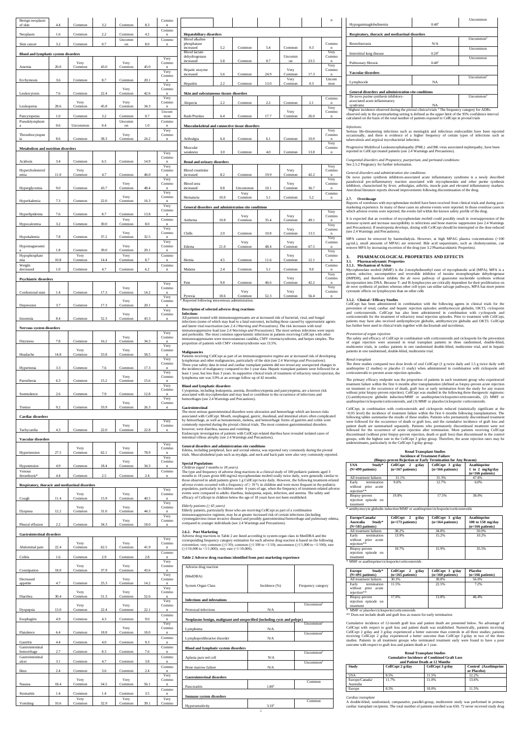| | | | | | | |
|---|---|---|---|---|---|---|
| Benign neoplasm of skin | 4.4 | Common | 3.2 | Common | 8.3 | Common |
| Neoplasm | 1.6 | Common | 2.2 | Common | 4.2 | Common |
| Skin cancer | 3.2 | Common | 0.7 | Uncommon | 8.0 | Common |
| **Blood and lymphatic system disorders** | | | | | | |
| Anemia | 20.0 | Very Common | 43.0 | Very Common | 45.0 | Very Common |
| Ecchymosis | 3.6 | Common | 8.7 | Common | 20.1 | Very Common |
| Leukocytosis | 7.6 | Common | 22.4 | Very Common | 42.6 | Very Common |
| Leukopenia | 28.6 | Very Common | 45.8 | Very Common | 34.3 | Very Common |
| Pancytopenia | 1.0 | Common | 3.2 | Common | 0.7 | Uncommon |
| Pseudolymphoma | 0.6 | Uncommon | 0.4 | Uncommon | 1.0 | Common |
| Thrombocytopenia | 8.6 | Common | 38.3 | Very Common | 24.2 | Very Common |
| **Metabolism and nutrition disorders** | | | | | | |
| Acidosis | 3.4 | Common | 6.5 | Common | 14.9 | Very Common |
| Hypercholesterolemia | 11.0 | Very Common | 4.7 | Common | 46.0 | Very Common |
| Hyperglycemia | 9.0 | Common | 43.7 | Very Common | 48.4 | Very Common |
| Hyperkalemia | 7.3 | Common | 22.0 | Very Common | 16.3 | Very Common |
| Hyperlipidemia | 7.6 | Common | 8.7 | Common | 13.8 | Very Common |
| Hypocalcemia | 3.2 | Common | 30.0 | Very Common | 8.0 | Common |
| Hypokalemia | 7.8 | Common | 37.2 | Very Common | 32.5 | Very Common |
| Hypomagnesemia | 1.8 | Common | 39.0 | Very Common | 20.1 | Very Common |
| Hypophosphatemia | 10.8 | Very Common | 14.4 | Very Common | 8.7 | Common |
| Weight decreased | 1.0 | Common | 4.7 | Common | 6.2 | Common |
| **Psychiatric disorders** | | | | | | |
| Confusional state | 1.4 | Common | 17.3 | Very Common | 14.2 | Very Common |
| Depression | 3.7 | Common | 17.3 | Very Common | 20.1 | Very Common |
| Insomnia | 8.4 | Common | 52.3 | Very Common | 43.3 | Very Common |
| **Nervous system disorders** | | | | | | |
| Dizziness | 7.8 | Common | 16.2 | Very Common | 34.3 | Very Common |
| Headache | 14.8 | Very Common | 53.8 | Very Common | 58.5 | Very Common |
| Hypertonia | 3.3 | Common | 7.6 | Common | 17.3 | Very Common |
| Paresthesia | 6.3 | Common | 15.2 | Very Common | 15.6 | Very Common |
| Somnolence | 2.6 | Common | 7.9 | Common | 12.8 | Very Common |
| Tremor | 9.2 | Common | 33.9 | Very Common | 26.3 | Very Common |
| **Cardiac disorders** | | | | | | |
| Tachycardia | 4.3 | Common | 22.0 | Very Common | 22.8 | Very Common |
| **Vascular disorders** | | | | | | |
| Hypertension | 27.5 | Very Common | 62.1 | Very Common | 78.9 | Very Common |
| Hypotension | 4.9 | Common | 18.4 | Very Common | 34.3 | Very Common |
| Venous thrombosis* | 4.4 | Common | 2.5 | Common | 2.4 | Common |
| **Respiratory, thoracic and mediastinal disorders** | | | | | | |
| Cough | 11.4 | Very Common | 15.9 | Very Common | 40.5 | Very Common |
| Dyspnea | 12.2 | Very Common | 31.0 | Very Common | 44.3 | Very Common |
| Pleural effusion | 2.2 | Common | 34.3 | Very Common | 18.0 | Very Common |
| **Gastrointestinal disorders** | | | | | | |
| Abdominal pain | 22.4 | Very Common | 62.5 | Very Common | 41.9 | Very Common |
| Colitis | 1.6 | Common | 2.9 | Common | 2.8 | Common |
| Constipation | 18.0 | Very Common | 37.9 | Very Common | 43.6 | Very Common |
| Decreased appetite | 4.7 | Common | 25.3 | Very Common | 14.2 | Very Common |
| Diarrhea | 30.4 | Very Common | 51.3 | Very Common | 52.6 | Very Common |
| Dyspepsia | 13.0 | Very Common | 22.4 | Very Common | 22.1 | Very Common |
| Esophagitis | 4.9 | Common | 4.3 | Common | 9.0 | Common |
| Flatulence | 6.4 | Common | 18.8 | Very Common | 18.0 | Very Common |
| Gastritis | 4.4 | Common | 4.0 | Common | 9.3 | Common |
| Gastrointestinal hemorrhage | 2.7 | Common | 8.3 | Common | 7.6 | Common |
| Gastrointestinal ulcer | 3.1 | Common | 4.7 | Common | 3.8 | Common |
| Ileus | 2.4 | Common | 3.6 | Common | 2.4 | Common |
| Nausea | 18.4 | Very Common | 54.5 | Very Common | 56.1 | Very Common |
| Stomatitis | 1.4 | Common | 1.4 | Common | 3.5 | Common |
| Vomiting | 10.6 | Very Common | 32.9 | Very Common | 39.1 | Very Common |
| **Hepatobiliary disorders** | | | | | | |
| Blood alkaline phosphatase increased | 5.2 | Common | 5.4 | Common | 9.3 | Common |
| Blood lactate dehydrogenase increased | 5.8 | Common | 0.7 | Uncommon | 23.5 | Very Common |
| Hepatic enzyme increased | 5.6 | Common | 24.9 | Very Common | 17.3 | Very Common |
| Hepatitis | 2.2 | Common | 13.0 | Very Common | 0.3 | Uncommon |
| **Skin and subcutaneous tissues disorders** | | | | | | |
| Alopecia | 2.2 | Common | 2.2 | Common | 2.1 | Common |
| Rash/Pruritus | 6.4 | Common | 17.7 | Very Common | 26.0 | Very Common |
| **Musculoskeletal and connective tissue disorders** | | | | | | |
| Arthralgia | 6.4 | Common | 6.1 | Common | 10.0 | Very Common |
| Muscular weakness | 3.0 | Common | 4.0 | Common | 13.8 | Very Common |
| **Renal and urinary disorders** | | | | | | |
| Blood creatinine increased | 8.2 | Common | 19.9 | Very Common | 42.2 | Very Common |
| Blood urea increased | 0.8 | Uncommon | 10.1 | Very Common | 36.7 | Very Common |
| Hematuria | 10.0 | Very Common | 5.1 | Common | 5.2 | Common |
| **General disorders and administration site conditions** | | | | | | |
| Asthenia | 10.8 | Very Common | 35.4 | Very Common | 49.1 | Very Common |
| Chills | 2.0 | Common | 10.8 | Very Common | 13.5 | Very Common |
| Edema | 21.0 | Very Common | 48.4 | Very Common | 67.5 | Very Common |
| Hernia | 4.5 | Common | 11.6 | Very Common | 12.1 | Very Common |
| Malaise | 2.4 | Common | 5.1 | Common | 9.0 | Common |
| Pain | 9.8 | Common | 46.6 | Very Common | 42.2 | Very Common |
| Pyrexia | 18.6 | Very Common | 52.3 | Very Common | 56.4 | Very Common |

* Reported following intravenous administration.

**Description of selected adverse drug reactions**

**Infections**

All patients treated with immunosuppressants are at increased risk of bacterial, viral, and fungal infections (some of which may lead to a fatal outcome), including those caused by opportunistic agents and latent viral reactivation (see *2.4.1 Warning and Precautions*). The risk increases with total immunosuppressive load (see *2.4 Warnings and Precautions*). The most serious infections were sepsis and peritonitis. The most common opportunistic infections in patients receiving CellCept with other immunosuppressants were mucocutaneous candida, CMV viremia/syndrome, and herpes simplex. The proportion of patients with CMV viremia/syndrome was 13.5%.

**Malignancies**

Patients receiving CellCept as part of an immunosuppressive regime are at increased risk of developing lymphomas and other malignancies, particularly of the skin (see *2.4 Warnings and Precautions*). Three-year safety data in renal and cardiac transplant patients did not reveal any unexpected changes in the incidence of malignancy compared to the 1-year data. Hepatic transplant patients were followed for at least 1 year, but less than 3 years. In supportive clinical trials of treatment of refractory renal rejection, the lymphoma rate was 3.9% at an average follow up of 42 months.

**Blood and lymphatic disorders**

Cytopenias, including leukopenia, anemia, thrombocytopenia and pancytopenia, are a known risk associated with mycophenolate and may lead or contribute to the occurrence of infections and hemorrhages (see 2.4 Warnings and Precautions).

**Gastrointestinal**

The most serious gastrointestinal disorders were ulceration and hemorrhage which are known risks associated with CellCept. Mouth, esophageal, gastric, duodenal, and intestinal ulcers often complicated by hemorrhage, as well as hematemesis, melena, and hemorrhagic forms of gastritis and colitis were commonly reported during the pivotal clinical trials. The most common gastrointestinal disorders however, were diarrhea, nausea and vomiting.

Endoscopic investigation of patients with CellCept-related diarrhea have revealed isolated cases of intestinal villous atrophy (see 2.4 Warnings and Precautions).

**General disorders and administration site conditions**

Edema, including peripheral, face and scrotal edema, was reported very commonly during the pivotal trials. Musculoskeletal pain such as myalgia, and neck and back pain were also very commonly reported.

**Special Populations**

*Children (aged 3 months to 18 years)*

The type and frequency of adverse drug reactions in a clinical study of 100 pediatric patients aged 3 months to 18 years given 600 mg/m2 mycophenolate mofetil orally twice daily, were generally similar to those observed in adult patients given 1 g CellCept twice daily. However, the following treatment-related adverse events occurred with a frequency of ≥ 10 % in children and were more frequent in the pediatric population, particularly in children under 6 years of age, when the frequency of treatment-related adverse events were compared to adults: diarrhea, leukopenia, sepsis, infection, and anemia. The safety and efficacy of Cellcept in children below the age of 18 years have not been established.

*Elderly patients (≥ 65 years)*

Elderly patients, particularly those who are receiving CellCept as part of a combination immunosuppressive regimen, may be at greater increased risk of certain infections (including cytomegalovirus tissue invasive disease) and possibly gastrointestinal hemorrhage and pulmonary edema, compared to younger individuals (see 2.4 Warnings and Precautions).

**2.6.2. Post Marketing**

Adverse drug reactions in Table 2 are listed according to system organ class in MedDRA and the corresponding frequency category estimation for each adverse drug reaction is based on the following convention: very common (≥1/10); common (≥1/100 to <1/10); uncommon (≥1/1,000 to <1/100); rare (≥1/10,000 to <1/1,000); very rare (<1/10,000).

**Table 2 Adverse drug reactions identified from post-marketing experience**

| Adverse drug reaction (MedDRA) System Organ Class | Incidence (%) | Frequency category |
|---|---|---|
| **Infections and infestations** | | |
| Protozoal infections | N/A | Uncommon[2] |
| **Neoplasms benign, malignant and unspecified (including cysts and polyps)** | | |
| Lymphoma | N/A | Uncommon[2] |
| Lymphoproliferative disorder | N/A | Uncommon[2] |
| **Blood and lymphatic system disorders** | | |
| Aplasia pure red cell | N/A | Uncommon[2] |
| Bone marrow failure | N/A | Uncommon[2] |
| **Gastrointestinal disorders** | | |
| Pancreatitis | 1.80[1] | Common |
| **Immune system disorders** | | |
| Hypersensitivity | 3.10[1] | Common |
| Hypogammaglobulinemia | 0.40[1] | Uncommon |
| **Respiratory, thoracic and mediastinal disorders** | | |
| Bronchiectasis | N/A | Uncommon[2] |
| Interstitial lung disease | 0.20[1] | Uncommon |
| Pulmonary fibrosis | 0.40[1] | Uncommon |
| **Vascular disorders** | | |
| Lymphocele | NA | Uncommon[2] |
| **General disorders and administration site conditions** | | |
| De novo purine synthesis inhibitors-associated acute inflammatory syndrome | NA | Uncommon[2] |

[1] Highest incidence observed during the pivotal clinical trials [2] The frequency category for ADRs observed only in the postmarketing setting is defined as the upper limit of the 95% confidence interval calculated on the basis of the total number of patients exposed to CellCept in pivotal trials

*Infections:*

Serious life-threatening infections such as meningitis and infectious endocarditis have been reported occasionally, and there is evidence of a higher frequency of certain types of infections such as tuberculosis and atypical mycobacterial infection.

Progressive Multifocal Leukoencephalopathy (PML) and BK virus associated nephropathy, have been reported in CellCept treated patients (see 2.4 Warnings and Precautions).

*Congenital disorders and Pregnancy, puerperium, and perinatal conditions:*

See 2.5.2 Pregnancy for further information.

*General disorders and administration site conditions:*

De novo purine synthesis inhibitors-associated acute inflammatory syndrome is a newly described paradoxical pro-inflammatory reaction associated with mycophenolate and other purine synthesis inhibitors, characterized by fever, arthralgias, arthritis, muscle pain and elevated inflammatory markers. Anecdotal literature reports showed improvements following discontinuation of the drug.

### 2.7. Overdosage

Reports of overdoses with mycophenolate mofetil have been received from clinical trials and during post-marketing experience. In many of these cases no adverse events were reported. In those overdose cases in which adverse events were reported, the events fall within the known safety profile of the drug.

It is expected that an overdose of mycophenolate mofetil could possibly result in oversuppression of the immune system and increase susceptibility to infections and bone marrow suppression (see 2.4 Warnings and Precautions). If neutropenia develops, dosing with CellCept should be interrupted or the dose reduced (see 2.4 Warnings and Precautions).

MPA cannot be removed by haemodialysis. However, at high MPAG plasma concentrations (>100 μg/mL), small amounts of MPAG are removed. Bile acid sequestrants, such as cholestyramine, can remove MPA by increasing excretion of the drug (see 3.2 Pharmacokinetic Properties).

## 3. PHARMACOLOGICAL PROPERTIES AND EFFECTS

### 3.1. Pharmacodynamic Properties

#### 3.1.1. Mechanism of Action

Mycophenolate mofetil (MMF) is the 2-morpholinoethyl ester of mycophenolic acid (MPA). MPA is a potent, selective, uncompetitive and reversible inhibitor of inosine monophosphate dehydrogenase (IMPDH), and therefore inhibits the *de novo* pathway of guanosine nucleotide synthesis without incorporation into DNA. Because T- and B-lymphocytes are critically dependent for their proliferation on *de novo* synthesis of purines whereas other cell types can utilise salvage pathways, MPA has more potent cytostatic effects on lymphocytes than on other cells

#### 3.1.2. Clinical / Efficacy Studies

CellCept has been administered in combination with the following agents in clinical trials for the prevention of renal, cardiac and hepatic rejection episodes: antithymocyte globulin, OKT3, ciclosporin and corticosteroids. CellCept has also been administered in combination with ciclosporin and corticosteroids for the treatment of refractory renal rejection episodes. Prior to treatment with CellCept, patients may have also received antilymphocyte globulin, antithymocyte globulin and OKT3. CellCept has further been used in clinical trials together with daclizumab and tacrolimus.

*Prevention of organ rejection*

The safety and efficacy of CellCept in combination with corticosteroids and ciclosporin for the prevention of organ rejection were assessed in renal transplant patients in three randomised, double-blind, multicentre trials, in cardiac patients in one randomised double-blind, multicentre trial, and in hepatic patients in one randomised, double-blind, multicentre trial.

*Renal transplant*

The three studies compared two dose levels of oral CellCept (1 g twice daily and 1.5 g twice daily with azathioprine (2 studies) or placebo (1 study) when administered in combination with ciclosporin and corticosteroids to prevent acute rejection episodes.

The primary efficacy endpoint was the proportion of patients in each treatment group who experienced treatment failure within the first 6 months after transplantation (defined as biopsy-proven acute rejection on treatment or the occurrence of death, graft loss or early termination from the study for any reason without prior biopsy-proven rejection). CellCept was studied in the following three therapeutic regimens: (1) antithymocyte globulin induction/MMF or azathioprine/ciclosporin/corticosteroids, (2) MMF or azathioprine/ciclosporin/corticosteroids, and (3) MMF or placebo/ciclosporin/ corticosteroids.

CellCept, in combination with corticosteroids and ciclosporin reduced (statistically significant at the <0.05 level) the incidence of treatment failure within the first 6 months following transplantation. The following tables summarise the results of these studies. Patients who prematurely discontinued treatment were followed for the occurrence of death or graft loss, and the cumulative incidence of graft loss and patient death are summarised separately. Patients who prematurely discontinued treatment were not followed for the occurrence of acute rejection after termination. More patients receiving CellCept discontinued (without prior biopsy-proven rejection, death or graft loss) than discontinued in the control groups, with the highest rate in the CellCept 3 g/day group. Therefore, the acute rejection rates may be underestimates, particularly in the CellCept 3 g/day group.

**Renal Transplant Studies**
**Incidence of Treatment Failure**
**(Biopsy-proven Rejection or Early Termination for Any Reason)**

| USA Study* (N=499 patients) | CellCept 2 g/day (n=167 patients) | CellCept 3 g/day (n=166 patients) | Azathioprine 1 to 2 mg/kg/day (n=166 patients) |
|---|---|---|---|
| All treatment failures | 31.1% | 31.3% | 47.6% |
| Early termination without prior acute rejection** | 9.6% | 12.7% | 6.0% |
| Biopsy-proven rejection episode on treatment | 19.8% | 17.5% | 38.0% |

* antithymocyte globulin induction/MMF or azathioprine/ciclosporin/corticosteroids

| Europe/Canada/ Australia Study* (N=503 patients) | CellCept 2 g/day (n=173 patients) | CellCept 3 g/day (n=164 patients) | Azathioprine 100 to 150 mg/day (n=166 patients) |
|---|---|---|---|
| All treatment failures | 38.2% | 34.8% | 50.0% |
| Early termination without prior acute rejection** | 13.9% | 15.2% | 10.2% |
| Biopsy-proven rejection episode on treatment | 19.7% | 15.9% | 35.5% |

* MMF or azathioprine/ciclosporin/corticosteroids

| Europe Study* (N=491 patients) | CellCept 2 g/day (n=165 patients) | CellCept 3 g/day (n=160 patients) | Placebo (n=166 patients) |
|---|---|---|---|
| All treatment failures | 30.3% | 38.8% | 56.0% |
| Early termination without prior acute rejection** | 11.5% | 22.5% | 7.2% |
| Biopsy-proven rejection episode on treatment | 17.0% | 13.8% | 46.4% |

* MMF or placebo/ciclosporin/corticosteroids
** Does not include death and graft loss as reason for early termination

Cumulative incidence of 12-month graft loss and patient death are presented below. No advantage of CellCept with respect to graft loss and patient death was established. Numerically, patients receiving CellCept 2 g/day and 3 g/day experienced a better outcome than controls in all three studies; patients receiving CellCept 2 g/day experienced a better outcome than CellCept 3 g/day in two of the three studies. Patients in all treatment groups who terminated treatment early were found to have a poor outcome with respect to graft loss and patient death at 1 year.

**Renal Transplant Studies**
**Cumulative Incidence of Combined Graft Loss and Patient Death at 12 Months**

| Study | CellCept 2 g/day | CellCept 3 g/day | Control (Azathioprine or Placebo) |
|---|---|---|---|
| USA | 8.5% | 11.5% | 12.2% |
| Europe/Canada/ Australia | 11.7% | 11.0% | 13.6% |
| Europe | 8.5% | 10.0% | 11.5% |

*Cardiac transplant*

A double-blind, randomised, comparative, parallel-group, multicentre study was performed in primary cardiac transplant recipients. The total number of patients enrolled was 650; 72 never received study drug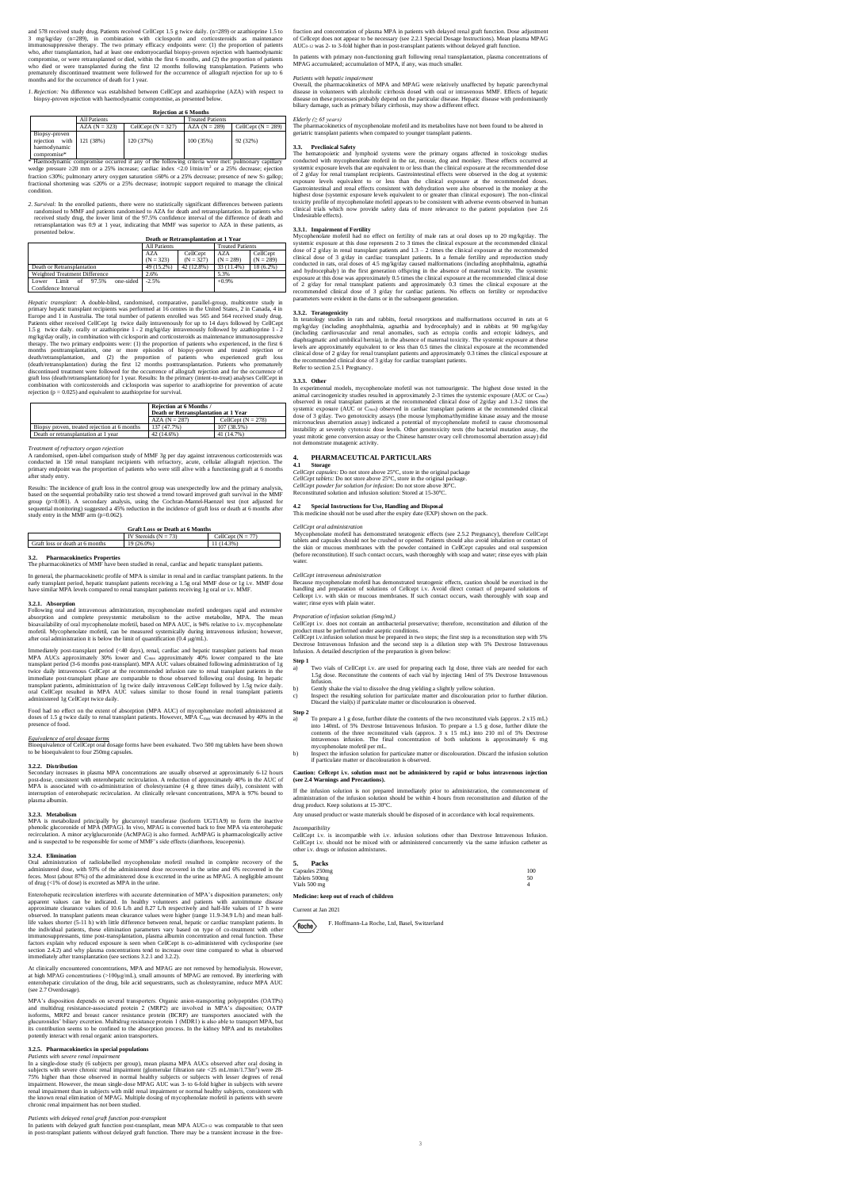and 578 received study drug. Patients received CellCept 1.5 g twice daily. (n=289) or azathioprine 1.5 to 3 mg/kg/day (n=289), in combination with ciclosporin and corticosteroids as maintenance immunosuppressive therapy. The two primary efficacy endpoints were: (1) the proportion of patients who, after transplantation, had at least one endomyocardial biopsy-proven rejection with haemodynamic compromise, or were retransplanted or died, within the first 6 months, and (2) the proportion of patients who died or were transplanted during the first 12 months following transplantation. Patients who prematurely discontinued treatment were followed for the occurrence of allograft rejection for up to 6 months and for the occurrence of death for 1 year.

*1. Rejection:* No difference was established between CellCept and azathioprine (AZA) with respect to biopsy-proven rejection with haemodynamic compromise, as presented below.

**Rejection at 6 Months**

| | All Patients | | Treated Patients | |
|---|---|---|---|---|
| | AZA (N = 323) | CellCept (N = 327) | AZA (N = 289) | CellCept (N = 289) |
| Biopsy-proven rejection with haemodynamic compromise* | 121 (38%) | 120 (37%) | 100 (35%) | 92 (32%) |

\* Haemodynamic compromise occurred if any of the following criteria were met: pulmonary capillary wedge pressure ≥20 mm or a 25% increase; cardiac index <2.0 l/min/m² or a 25% decrease; ejection fraction ≤30%; pulmonary artery oxygen saturation ≤60% or a 25% decrease; presence of new $S_3$ gallop; fractional shortening was ≤20% or a 25% decrease; inotropic support required to manage the clinical condition.

*2. Survival:* In the enrolled patients, there were no statistically significant differences between patients randomised to MMF and patients randomised to AZA for death and retransplantation. In patients who received study drug, the lower limit of the 97.5% confidence interval of the difference of death and retransplantation was 0.9 at 1 year, indicating that MMF was superior to AZA in these patients, as presented below.

**Death or Retransplantation at 1 Year**

| | All Patients | | Treated Patients | |
|---|---|---|---|---|
| | AZA (N = 323) | CellCept (N = 327) | AZA (N = 289) | CellCept (N = 289) |
| Death or Retransplantation | 49 (15.2%) | 42 (12.8%) | 33 (11.4%) | 18 (6.2%) |
| Weighted Treatment Difference | 2.6% | | 5.3% | |
| Lower Limit of 97.5% one-sided Confidence Interval | -2.5% | | +0.9% | |

*Hepatic transplant:* A double-blind, randomised, comparative, parallel-group, multicentre study in primary hepatic transplant recipients was performed at 16 centres in the United States, 2 in Canada, 4 in Europe and 1 in Australia. The total number of patients enrolled was 565 and 564 received study drug. Patients either received CellCept 1g twice daily intravenously for up to 14 days followed by CellCept 1.5 g twice daily. orally or azathioprine 1 - 2 mg/kg/day intravenously followed by azathioprine 1 - 2 mg/kg/day orally, in combination with ciclosporin and corticosteroids as maintenance immunosuppressive therapy. The two primary endpoints were: (1) the proportion of patients who experienced, in the first 6 months posttransplantation, one or more episodes of biopsy-proven and treated rejection or death/retransplantation, and (2) the proportion of patients who experienced graft loss (death/retransplantation) during the first 12 months posttransplantation. Patients who prematurely discontinued treatment were followed for the occurrence of allograft rejection and for the occurrence of graft loss (death/retransplantation) for 1 year. Results: In the primary (intent-to-treat) analyses CellCept in combination with corticosteroids and ciclosporin was superior to azathioprine for prevention of acute rejection (p = 0.025) and equivalent to azathioprine for survival.

| | Rejection at 6 Months / Death or Retransplantation at 1 Year | |
|---|---|---|
| | AZA (N = 287) | CellCept (N = 278) |
| Biopsy proven, treated rejection at 6 months | 137 (47.7%) | 107 (38.5%) |
| Death or retransplantation at 1 year | 42 (14.6%) | 41 (14.7%) |

*Treatment of refractory organ rejection*

A randomised, open-label comparison study of MMF 3g per day against intravenous corticosteroids was conducted in 150 renal transplant recipients with refractory, acute, cellular allograft rejection. The primary endpoint was the proportion of patients who were still alive with a functioning graft at 6 months after study entry.

Results: The incidence of graft loss in the control group was unexpectedly low and the primary analysis, based on the sequential probability ratio test showed a trend toward improved graft survival in the MMF group (p=0.081). A secondary analysis, using the Cochran-Mantel-Haenzel test (not adjusted for sequential monitoring) suggested a 45% reduction in the incidence of graft loss or death at 6 months after study entry in the MMF arm (p=0.062).

**Graft Loss or Death at 6 Months**

| | IV Steroids (N = 73) | CellCept (N = 77) |
|---|---|---|
| Graft loss or death at 6 months | 19 (26.0%) | 11 (14.3%) |

### 3.2. Pharmacokinetics Properties

The pharmacokinetics of MMF have been studied in renal, cardiac and hepatic transplant patients.

In general, the pharmacokinetic profile of MPA is similar in renal and in cardiac transplant patients. In the early transplant period, hepatic transplant patients receiving a 1.5g oral MMF dose or 1g i.v. MMF dose have similar MPA levels compared to renal transplant patients receiving 1g oral or i.v. MMF.

#### 3.2.1. Absorption

Following oral and intravenous administration, mycophenolate mofetil undergoes rapid and extensive absorption and complete presystemic metabolism to the active metabolite, MPA. The mean bioavailability of oral mycophenolate mofetil, based on MPA AUC, is 94% relative to i.v. mycophenolate mofetil. Mycophenolate mofetil, can be measured systemically during intravenous infusion; however, after oral administration it is below the limit of quantification (0.4 μg/mL).

Immediately post-transplant period (<40 days), renal, cardiac and hepatic transplant patients had mean MPA AUCs approximately 30% lower and $C_{max}$ approximately 40% lower compared to the late transplant period (3-6 months post-transplant). MPA AUC values obtained following administration of 1g twice daily intravenous CellCept at the recommended infusion rate to renal transplant patients in the immediate post-transplant phase are comparable to those observed following oral dosing. In hepatic transplant patients, administration of 1g twice daily intravenous CellCept followed by 1.5g twice daily. oral CellCept resulted in MPA AUC values similar to those found in renal transplant patients administered 1g CellCept twice daily.

Food had no effect on the extent of absorption (MPA AUC) of mycophenolate mofetil administered at doses of 1.5 g twice daily to renal transplant patients. However, MPA $C_{max}$ was decreased by 40% in the presence of food.

*Equivalence of oral dosage forms*

Bioequivalence of CellCept oral dosage forms have been evaluated. Two 500 mg tablets have been shown to be bioequivalent to four 250mg capsules.

#### 3.2.2. Distribution

Secondary increases in plasma MPA concentrations are usually observed at approximately 6-12 hours post-dose, consistent with enterohepatic recirculation. A reduction of approximately 40% in the AUC of MPA is associated with co-administration of cholestyramine (4 g three times daily), consistent with interruption of enterohepatic recirculation. At clinically relevant concentrations, MPA is 97% bound to plasma albumin.

#### 3.2.3. Metabolism

MPA is metabolized principally by glucuronyl transferase (isoform UGT1A9) to form the inactive phenolic glucuronide of MPA (MPAG). In vivo, MPAG is converted back to free MPA via enterohepatic recirculation. A minor acylglucuronide (AcMPAG) is also formed. AcMPAG is pharmacologically active and is suspected to be responsible for some of MMF's side effects (diarrhoea, leucopenia).

#### 3.2.4. Elimination

Oral administration of radiolabelled mycophenolate mofetil resulted in complete recovery of the administered dose, with 93% of the administered dose recovered in the urine and 6% recovered in the feces. Most (about 87%) of the administered dose is excreted in the urine as MPAG. A negligible amount of drug (<1% of dose) is excreted as MPA in the urine.

Enterohepatic recirculation interferes with accurate determination of MPA's disposition parameters; only apparent values can be indicated. In healthy volunteers and patients with autoimmune disease approximate clearance values of 10.6 L/h and 8.27 L/h respectively and half-life values of 17 h were observed. In transplant patients mean clearance values were higher (range 11.9-34.9 L/h) and mean half-life values shorter (5-11 h) with little difference between renal, hepatic or cardiac transplant patients. In the individual patients, these elimination parameters vary based on type of co-treatment with other immunosuppressants, time post-transplantation, plasma albumin concentration and renal function. These factors explain why reduced exposure is seen when CellCept is co-administered with cyclosporine (see section 2.4.2) and why plasma concentrations tend to increase over time compared to what is observed immediately after transplantation (see sections 3.2.1 and 3.2.2).

At clinically encountered concentrations, MPA and MPAG are not removed by hemodialysis. However, at high MPAG concentrations (>100μg/mL), small amounts of MPAG are removed. By interfering with enterohepatic circulation of the drug, bile acid sequestrants, such as cholestyramine, reduce MPA AUC (see 2.7 Overdosage).

MPA's disposition depends on several transporters. Organic anion-transporting polypeptides (OATPs) and multidrug resistance-associated protein 2 (MRP2) are involved in MPA's disposition; OATP isoforms, MRP2 and breast cancer resistance protein (BCRP) are transporters associated with the glucuronides' biliary excretion. Multidrug resistance protein 1 (MDR1) is also able to transport MPA, but its contribution seems to be confined to the absorption process. In the kidney MPA and its metabolites potently interact with renal organic anion transporters.

#### 3.2.5. Pharmacokinetics in special populations

*Patients with severe renal impairment*

In a single-dose study (6 subjects per group), mean plasma MPA AUCs observed after oral dosing in subjects with severe chronic renal impairment (glomerular filtration rate <25 mL/min/1.73m²) were 28-75% higher than those observed in normal healthy subjects or subjects with lesser degrees of renal impairment. However, the mean single-dose MPAG AUC was 3- to 6-fold higher in subjects with severe renal impairment than in subjects with mild renal impairment or normal healthy subjects, consistent with the known renal elimination of MPAG. Multiple dosing of mycophenolate mofetil in patients with severe chronic renal impairment has not been studied.

*Patients with delayed renal graft function post-transplant*

In patients with delayed graft function post-transplant, mean MPA $AUC_{0-12}$ was comparable to that seen in post-transplant patients without delayed graft function. There may be a transient increase in the free-fraction and concentration of plasma MPA in patients with delayed renal graft function. Dose adjustment of Cellcept does not appear to be necessary (see 2.2.1 Special Dosage Instructions). Mean plasma MPAG $AUC_{0-12}$ was 2- to 3-fold higher than in post-transplant patients without delayed graft function.

In patients with primary non-functioning graft following renal transplantation, plasma concentrations of MPAG accumulated; accumulation of MPA, if any, was much smaller.

*Patients with hepatic impairment*

Overall, the pharmacokinetics of MPA and MPAG were relatively unaffected by hepatic parenchymal disease in volunteers with alcoholic cirrhosis dosed with oral or intravenous MMF. Effects of hepatic disease on these processes probably depend on the particular disease. Hepatic disease with predominantly biliary damage, such as primary biliary cirrhosis, may show a different effect.

*Elderly (≥ 65 years)*

The pharmacokinetics of mycophenolate mofetil and its metabolites have not been found to be altered in geriatric transplant patients when compared to younger transplant patients.

### 3.3. Preclinical Safety

The hematopoietic and lymphoid systems were the primary organs affected in toxicology studies conducted with mycophenolate mofetil in the rat, mouse, dog and monkey. These effects occurred at systemic exposure levels that are equivalent to or less than the clinical exposure at the recommended dose of 2 g/day for renal transplant recipients. Gastrointestinal effects were observed in the dog at systemic exposure levels equivalent to or less than the clinical exposure at the recommended doses. Gastrointestinal and renal effects consistent with dehydration were also observed in the monkey at the highest dose (systemic exposure levels equivalent to or greater than clinical exposure). The non-clinical toxicity profile of mycophenolate mofetil appears to be consistent with adverse events observed in human clinical trials which now provide safety data of more relevance to the patient population (see 2.6 Undesirable effects).

#### 3.3.1. Impairment of Fertility

Mycophenolate mofetil had no effect on fertility of male rats at oral doses up to 20 mg/kg/day. The systemic exposure at this dose represents 2 to 3 times the clinical exposure at the recommended clinical dose of 2 g/day in renal transplant patients and 1.3 – 2 times the clinical exposure at the recommended clinical dose of 3 g/day in cardiac transplant patients. In a female fertility and reproduction study conducted in rats, oral doses of 4.5 mg/kg/day caused malformations (including anophthalmia, agnathia and hydrocephaly) in the first generation offspring in the absence of maternal toxicity. The systemic exposure at this dose was approximately 0.5 times the clinical exposure at the recommended clinical dose of 2 g/day for renal transplant patients and approximately 0.3 times the clinical exposure at the recommended clinical dose of 3 g/day for cardiac patients. No effects on fertility or reproductive parameters were evident in the dams or in the subsequent generation.

#### 3.3.2. Teratogenicity

In teratology studies in rats and rabbits, foetal resorptions and malformations occurred in rats at 6 mg/kg/day (including anophthalmia, agnathia and hydrocephaly) and in rabbits at 90 mg/kg/day (including cardiovascular and renal anomalies, such as ectopia cordis and ectopic kidneys, and diaphragmatic and umbilical hernia), in the absence of maternal toxicity. The systemic exposure at these levels are approximately equivalent to or less than 0.5 times the clinical exposure at the recommended clinical dose of 2 g/day for renal transplant patients and approximately 0.3 times the clinical exposure at the recommended clinical dose of 3 g/day for cardiac transplant patients.
Refer to section 2.5.1 Pregnancy.

#### 3.3.3. Other

In experimental models, mycophenolate mofetil was not tumourigenic. The highest dose tested in the animal carcinogenicity studies resulted in approximately 2-3 times the systemic exposure (AUC or $C_{max}$) observed in renal transplant patients at the recommended clinical dose of 2g/day and 1.3-2 times the systemic exposure (AUC or $C_{max}$) observed in cardiac transplant patients at the recommended clinical dose of 3 g/day. Two genotoxicity assays (the mouse lymphoma/thymidine kinase assay and the mouse micronucleus aberration assay) indicated a potential of mycophenolate mofetil to cause chromosomal instability at severely cytotoxic dose levels. Other genotoxicity tests (the bacterial mutation assay, the yeast mitotic gene conversion assay or the Chinese hamster ovary cell chromosomal aberration assay) did not demonstrate mutagenic activity.

## 4. PHARMACEUTICAL PARTICULARS

### 4.1 Storage

*CellCept capsules:* Do not store above 25°C, store in the original package
*CellCept tablets:* Do not store above 25°C, store in the original package.
*CellCept powder for solution for infusion:* Do not store above 30°C.
Reconstituted solution and infusion solution: Stored at 15-30°C.

### 4.2 Special Instructions for Use, Handling and Disposal

This medicine should not be used after the expiry date (EXP) shown on the pack.

*CellCept oral administration*

Mycophenolate mofetil has demonstrated teratogenic effects (see 2.5.2 Pregnancy), therefore CellCept tablets and capsules should not be crushed or opened. Patients should also avoid inhalation or contact of the skin or mucous membranes with the powder contained in CellCept capsules and oral suspension (before reconstitution). If such contact occurs, wash thoroughly with soap and water; rinse eyes with plain water.

*CellCept intravenous administration*

Because mycophenolate mofetil has demonstrated teratogenic effects, caution should be exercised in the handling and preparation of solutions of Cellcept i.v. Avoid direct contact of prepared solutions of Cellcept i.v. with skin or mucous membranes. If such contact occurs, wash thoroughly with soap and water; rinse eyes with plain water.

*Preparation of infusion solution (6mg/mL)*

CellCept i.v. does not contain an antibacterial preservative; therefore, reconstitution and dilution of the product must be performed under aseptic conditions.
CellCept i.v.infusion solution must be prepared in two steps; the first step is a reconstitution step with 5% Dextrose Intravenous Infusion and the second step is a dilution step with 5% Dextrose Intravenous Infusion. A detailed description of the preparation is given below:

**Step 1**

a) Two vials of CellCept i.v. are used for preparing each 1g dose, three vials are needed for each 1.5g dose. Reconstitute the contents of each vial by injecting 14ml of 5% Dextrose Intravenous Infusion.
b) Gently shake the vial to dissolve the drug yielding a slightly yellow solution.
c) Inspect the resulting solution for particulate matter and discolouration prior to further dilution. Discard the vial(s) if particulate matter or discolouration is observed.

**Step 2**

a) To prepare a 1 g dose, further dilute the contents of the two reconstituted vials (approx. 2 x15 mL) into 140mL of 5% Dextrose Intravenous Infusion. To prepare a 1.5 g dose, further dilute the contents of the three reconstituted vials (approx. 3 x 15 mL) into 210 ml of 5% Dextrose intravenous infusion. The final concentration of both solutions is approximately 6 mg mycophenolate mofetil per mL.
b) Inspect the infusion solution for particulate matter or discolouration. Discard the infusion solution if particulate matter or discolouration is observed.

**Caution: Cellcept i.v. solution must not be administered by rapid or bolus intravenous injection (see 2.4 Warnings and Precautions).**

If the infusion solution is not prepared immediately prior to administration, the commencement of administration of the infusion solution should be within 4 hours from reconstitution and dilution of the drug product. Keep solutions at 15-30°C.

Any unused product or waste materials should be disposed of in accordance with local requirements.

*Incompatibility*

CellCept i.v. is incompatible with i.v. infusion solutions other than Dextrose Intravenous Infusion. CellCept i.v. should not be mixed with or administered concurrently via the same infusion catheter as other i.v. drugs or infusion admixtures.

## 5. Packs

| | |
|---|---|
| Capsules 250mg | 100 |
| Tablets 500mg | 50 |
| Vials 500 mg | 4 |

**Medicine: keep out of reach of children**

Current at Jan 2021

Roche F. Hoffmann-La Roche, Ltd, Basel, Switzerland